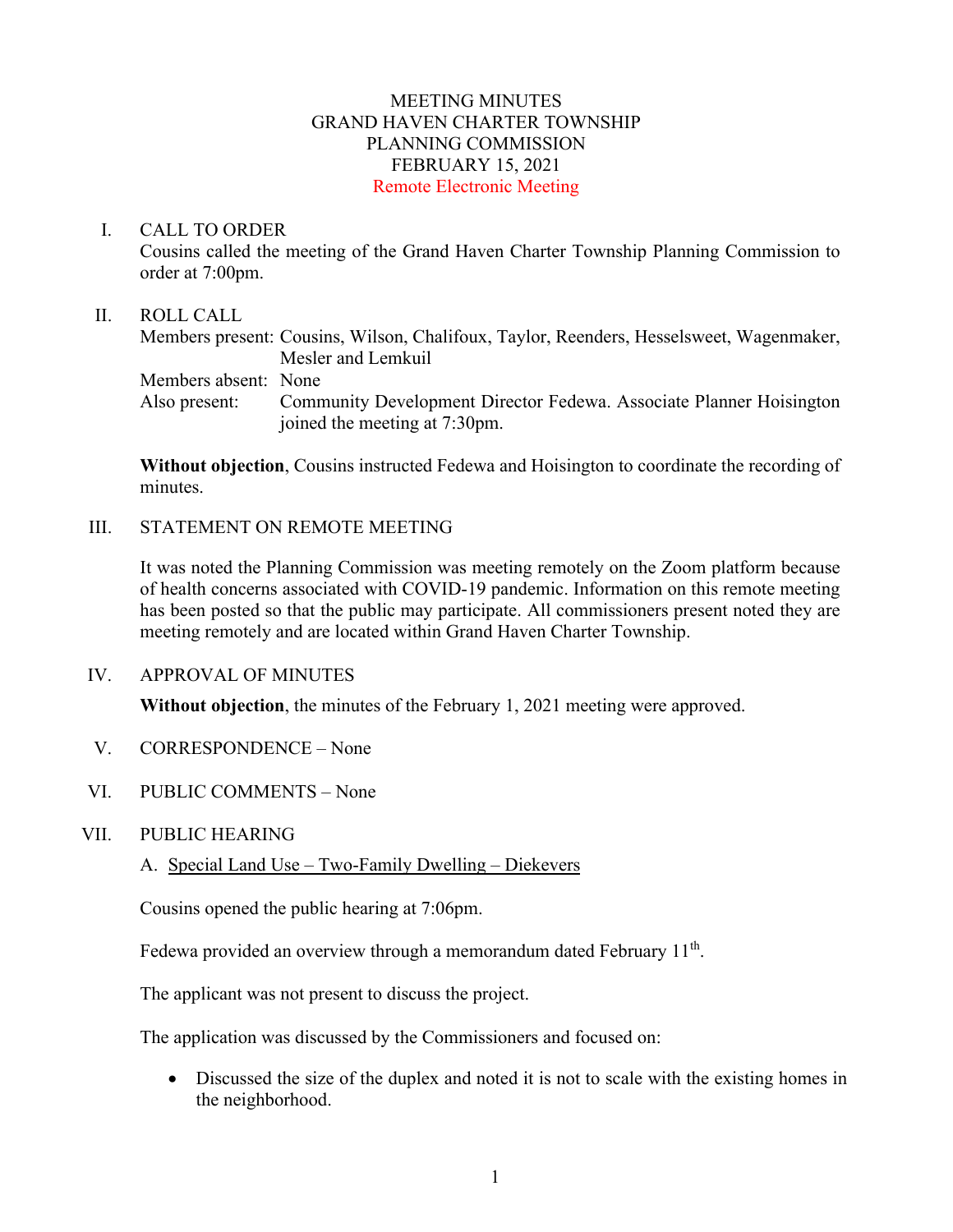# MEETING MINUTES
# GRAND HAVEN CHARTER TOWNSHIP
# PLANNING COMMISSION
# FEBRUARY 15, 2021
Remote Electronic Meeting

## I. CALL TO ORDER

Cousins called the meeting of the Grand Haven Charter Township Planning Commission to order at 7:00pm.

## II. ROLL CALL

Members present: Cousins, Wilson, Chalifoux, Taylor, Reenders, Hesselsweet, Wagenmaker, Mesler and Lemkuil

Members absent: None

Also present: Community Development Director Fedewa. Associate Planner Hoisington joined the meeting at 7:30pm.

**Without objection**, Cousins instructed Fedewa and Hoisington to coordinate the recording of minutes.

## III. STATEMENT ON REMOTE MEETING

It was noted the Planning Commission was meeting remotely on the Zoom platform because of health concerns associated with COVID-19 pandemic. Information on this remote meeting has been posted so that the public may participate. All commissioners present noted they are meeting remotely and are located within Grand Haven Charter Township.

## IV. APPROVAL OF MINUTES

**Without objection**, the minutes of the February 1, 2021 meeting were approved.

## V. CORRESPONDENCE – None

## VI. PUBLIC COMMENTS – None

## VII. PUBLIC HEARING

A. Special Land Use – Two-Family Dwelling – Diekevers

Cousins opened the public hearing at 7:06pm.

Fedewa provided an overview through a memorandum dated February 11th.

The applicant was not present to discuss the project.

The application was discussed by the Commissioners and focused on:

- Discussed the size of the duplex and noted it is not to scale with the existing homes in the neighborhood.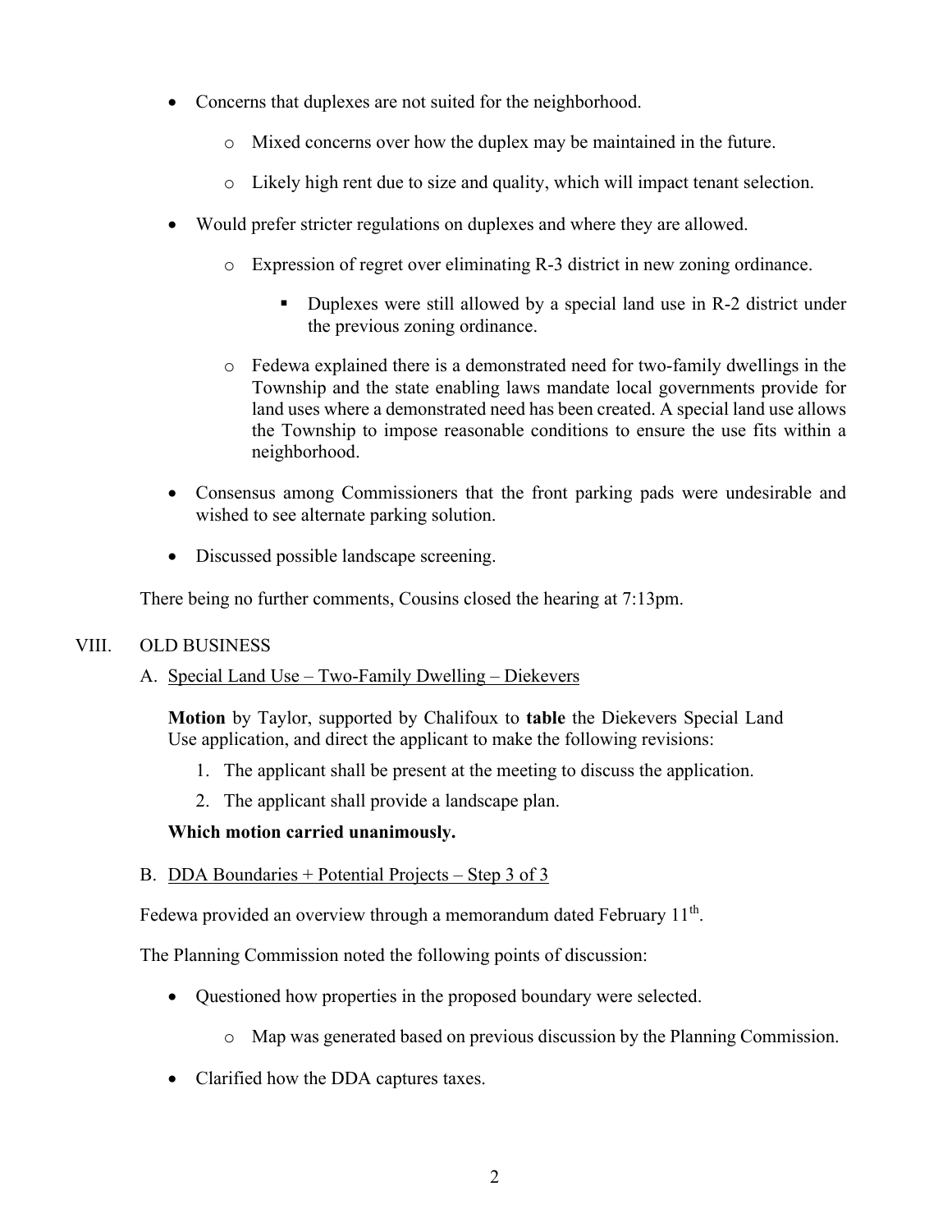- Concerns that duplexes are not suited for the neighborhood.
    - Mixed concerns over how the duplex may be maintained in the future.
    - Likely high rent due to size and quality, which will impact tenant selection.
- Would prefer stricter regulations on duplexes and where they are allowed.
    - Expression of regret over eliminating R-3 district in new zoning ordinance.
        - Duplexes were still allowed by a special land use in R-2 district under the previous zoning ordinance.
    - Fedewa explained there is a demonstrated need for two-family dwellings in the Township and the state enabling laws mandate local governments provide for land uses where a demonstrated need has been created. A special land use allows the Township to impose reasonable conditions to ensure the use fits within a neighborhood.
- Consensus among Commissioners that the front parking pads were undesirable and wished to see alternate parking solution.
- Discussed possible landscape screening.

There being no further comments, Cousins closed the hearing at 7:13pm.

## VIII. OLD BUSINESS

A. Special Land Use – Two-Family Dwelling – Diekevers

**Motion** by Taylor, supported by Chalifoux to **table** the Diekevers Special Land Use application, and direct the applicant to make the following revisions:

1. The applicant shall be present at the meeting to discuss the application.
2. The applicant shall provide a landscape plan.

**Which motion carried unanimously.**

B. DDA Boundaries + Potential Projects – Step 3 of 3

Fedewa provided an overview through a memorandum dated February 11th.

The Planning Commission noted the following points of discussion:

- Questioned how properties in the proposed boundary were selected.
    - Map was generated based on previous discussion by the Planning Commission.
- Clarified how the DDA captures taxes.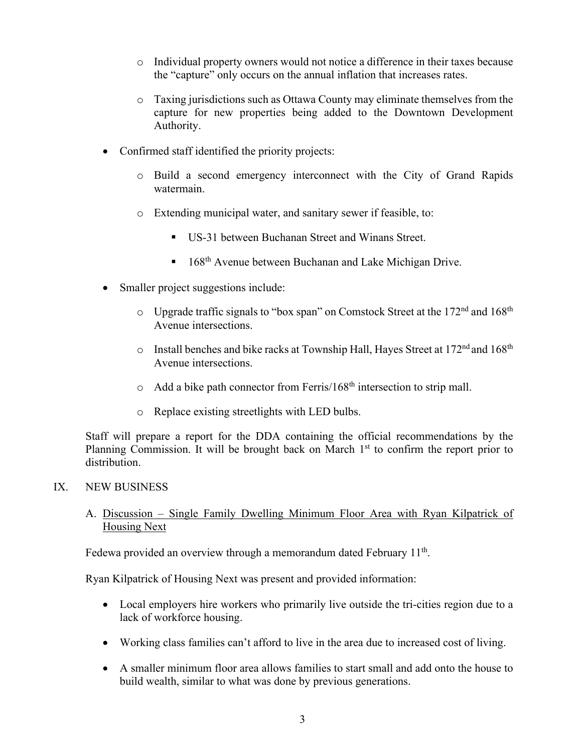- Individual property owners would not notice a difference in their taxes because the "capture" only occurs on the annual inflation that increases rates.

- Taxing jurisdictions such as Ottawa County may eliminate themselves from the capture for new properties being added to the Downtown Development Authority.

- Confirmed staff identified the priority projects:

  - Build a second emergency interconnect with the City of Grand Rapids watermain.

  - Extending municipal water, and sanitary sewer if feasible, to:

    - US-31 between Buchanan Street and Winans Street.

    - 168th Avenue between Buchanan and Lake Michigan Drive.

- Smaller project suggestions include:

  - Upgrade traffic signals to "box span" on Comstock Street at the 172nd and 168th Avenue intersections.

  - Install benches and bike racks at Township Hall, Hayes Street at 172nd and 168th Avenue intersections.

  - Add a bike path connector from Ferris/168th intersection to strip mall.

  - Replace existing streetlights with LED bulbs.

Staff will prepare a report for the DDA containing the official recommendations by the Planning Commission. It will be brought back on March 1st to confirm the report prior to distribution.

IX. NEW BUSINESS

A. Discussion – Single Family Dwelling Minimum Floor Area with Ryan Kilpatrick of Housing Next

Fedewa provided an overview through a memorandum dated February 11th.

Ryan Kilpatrick of Housing Next was present and provided information:

- Local employers hire workers who primarily live outside the tri-cities region due to a lack of workforce housing.

- Working class families can't afford to live in the area due to increased cost of living.

- A smaller minimum floor area allows families to start small and add onto the house to build wealth, similar to what was done by previous generations.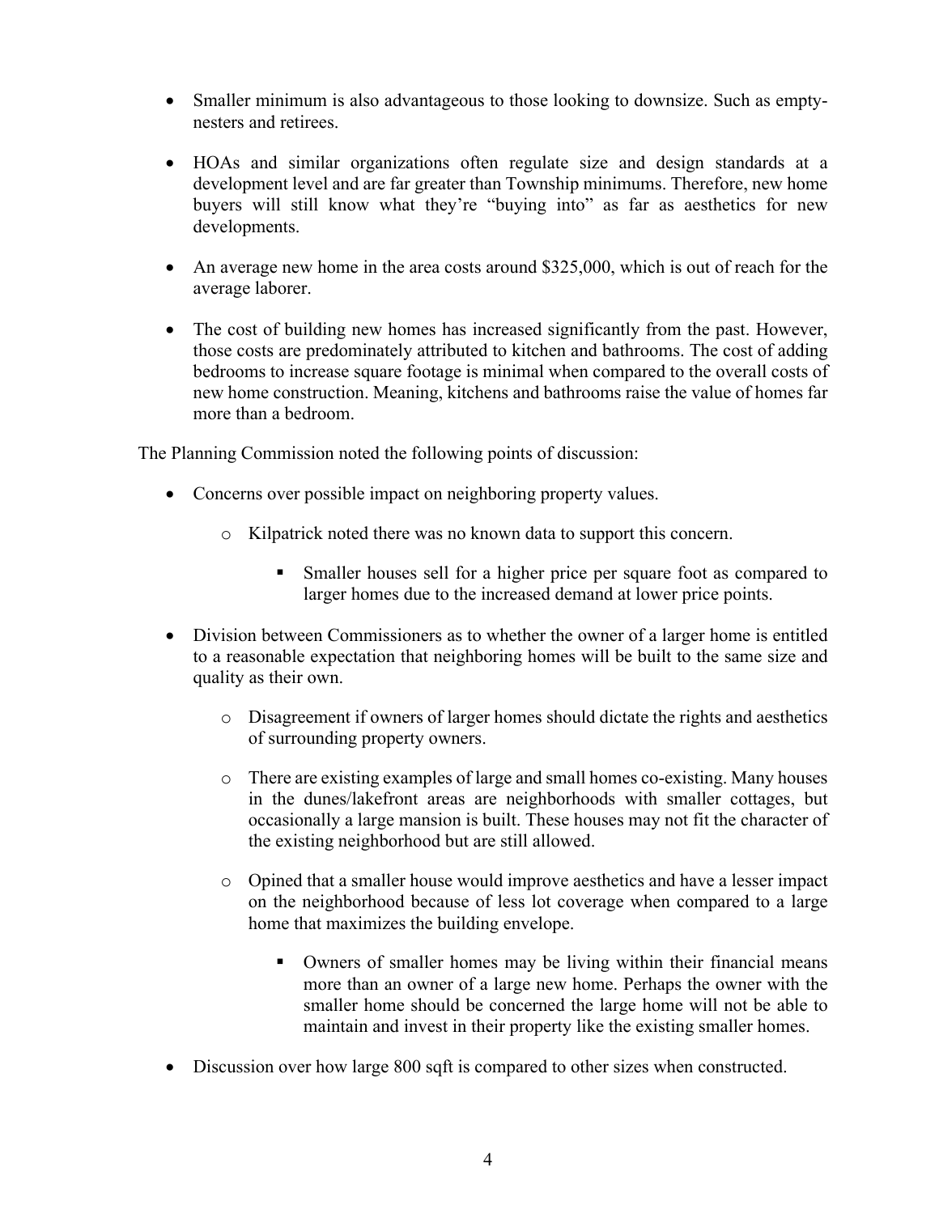- Smaller minimum is also advantageous to those looking to downsize. Such as empty-nesters and retirees.

- HOAs and similar organizations often regulate size and design standards at a development level and are far greater than Township minimums. Therefore, new home buyers will still know what they're "buying into" as far as aesthetics for new developments.

- An average new home in the area costs around $325,000, which is out of reach for the average laborer.

- The cost of building new homes has increased significantly from the past. However, those costs are predominately attributed to kitchen and bathrooms. The cost of adding bedrooms to increase square footage is minimal when compared to the overall costs of new home construction. Meaning, kitchens and bathrooms raise the value of homes far more than a bedroom.

The Planning Commission noted the following points of discussion:

- Concerns over possible impact on neighboring property values.
    - Kilpatrick noted there was no known data to support this concern.
        - Smaller houses sell for a higher price per square foot as compared to larger homes due to the increased demand at lower price points.

- Division between Commissioners as to whether the owner of a larger home is entitled to a reasonable expectation that neighboring homes will be built to the same size and quality as their own.
    - Disagreement if owners of larger homes should dictate the rights and aesthetics of surrounding property owners.
    - There are existing examples of large and small homes co-existing. Many houses in the dunes/lakefront areas are neighborhoods with smaller cottages, but occasionally a large mansion is built. These houses may not fit the character of the existing neighborhood but are still allowed.
    - Opined that a smaller house would improve aesthetics and have a lesser impact on the neighborhood because of less lot coverage when compared to a large home that maximizes the building envelope.
        - Owners of smaller homes may be living within their financial means more than an owner of a large new home. Perhaps the owner with the smaller home should be concerned the large home will not be able to maintain and invest in their property like the existing smaller homes.

- Discussion over how large 800 sqft is compared to other sizes when constructed.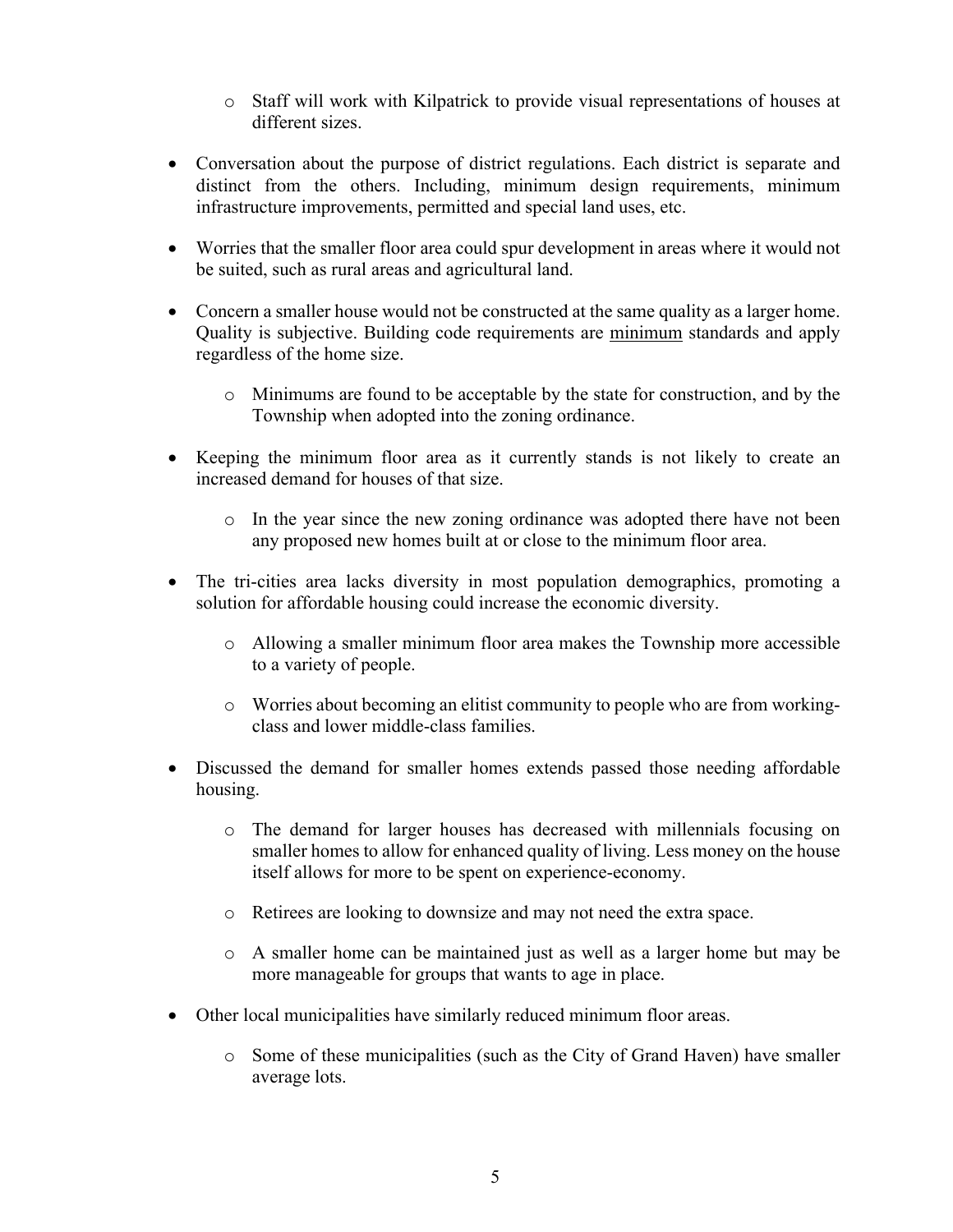- Staff will work with Kilpatrick to provide visual representations of houses at different sizes.

- Conversation about the purpose of district regulations. Each district is separate and distinct from the others. Including, minimum design requirements, minimum infrastructure improvements, permitted and special land uses, etc.

- Worries that the smaller floor area could spur development in areas where it would not be suited, such as rural areas and agricultural land.

- Concern a smaller house would not be constructed at the same quality as a larger home. Quality is subjective. Building code requirements are <u>minimum</u> standards and apply regardless of the home size.

  - Minimums are found to be acceptable by the state for construction, and by the Township when adopted into the zoning ordinance.

- Keeping the minimum floor area as it currently stands is not likely to create an increased demand for houses of that size.

  - In the year since the new zoning ordinance was adopted there have not been any proposed new homes built at or close to the minimum floor area.

- The tri-cities area lacks diversity in most population demographics, promoting a solution for affordable housing could increase the economic diversity.

  - Allowing a smaller minimum floor area makes the Township more accessible to a variety of people.

  - Worries about becoming an elitist community to people who are from working-class and lower middle-class families.

- Discussed the demand for smaller homes extends passed those needing affordable housing.

  - The demand for larger houses has decreased with millennials focusing on smaller homes to allow for enhanced quality of living. Less money on the house itself allows for more to be spent on experience-economy.

  - Retirees are looking to downsize and may not need the extra space.

  - A smaller home can be maintained just as well as a larger home but may be more manageable for groups that wants to age in place.

- Other local municipalities have similarly reduced minimum floor areas.

  - Some of these municipalities (such as the City of Grand Haven) have smaller average lots.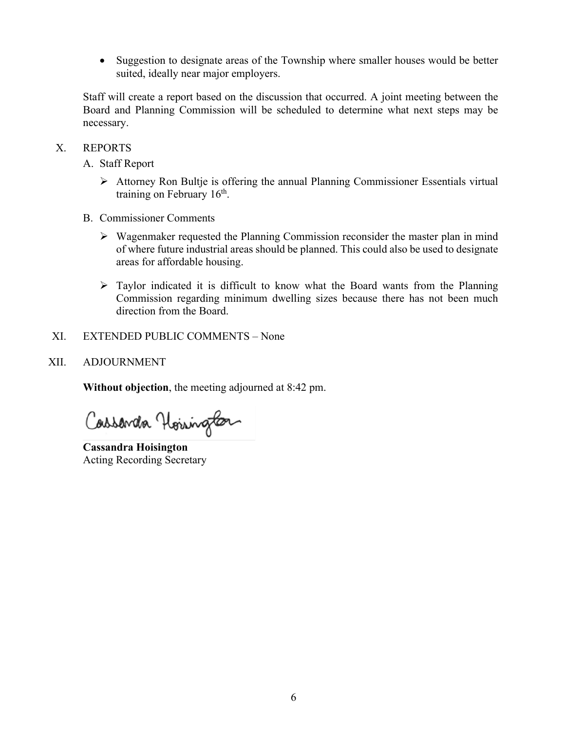- Suggestion to designate areas of the Township where smaller houses would be better suited, ideally near major employers.

Staff will create a report based on the discussion that occurred. A joint meeting between the Board and Planning Commission will be scheduled to determine what next steps may be necessary.

X. REPORTS

A. Staff Report

- Attorney Ron Bultje is offering the annual Planning Commissioner Essentials virtual training on February 16th.

B. Commissioner Comments

- Wagenmaker requested the Planning Commission reconsider the master plan in mind of where future industrial areas should be planned. This could also be used to designate areas for affordable housing.

- Taylor indicated it is difficult to know what the Board wants from the Planning Commission regarding minimum dwelling sizes because there has not been much direction from the Board.

XI. EXTENDED PUBLIC COMMENTS – None

XII. ADJOURNMENT

**Without objection**, the meeting adjourned at 8:42 pm.

Cassandra Hoisington

**Cassandra Hoisington**
Acting Recording Secretary